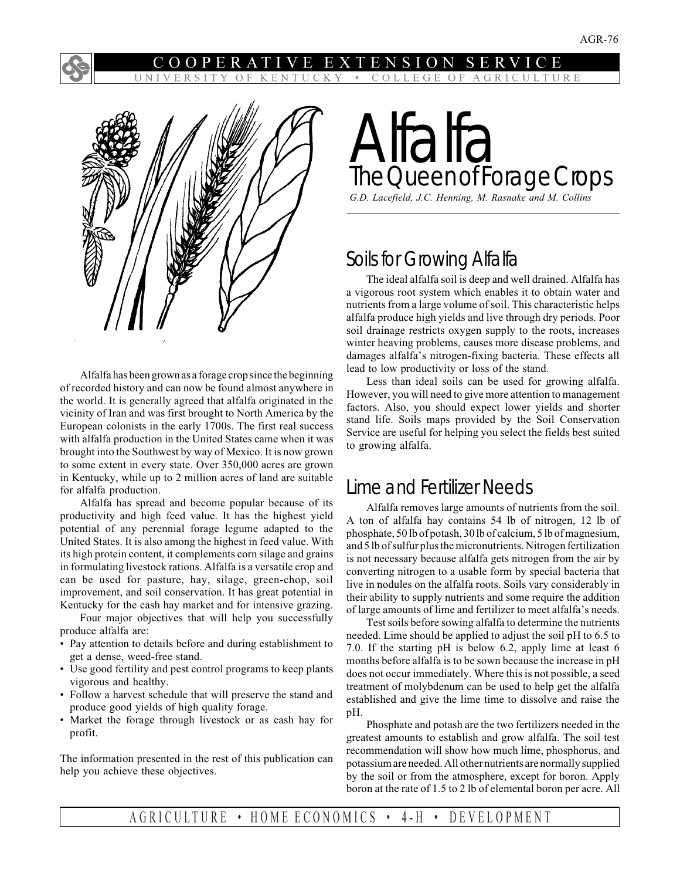AGR-76

COOPERATIVE EXTENSION SERVICE
UNIVERSITY OF KENTUCKY • COLLEGE OF AGRICULTURE

# Alfalfa
## The Queen of Forage Crops

*G.D. Lacefield, J.C. Henning, M. Rasnake and M. Collins*

Alfalfa has been grown as a forage crop since the beginning of recorded history and can now be found almost anywhere in the world. It is generally agreed that alfalfa originated in the vicinity of Iran and was first brought to North America by the European colonists in the early 1700s. The first real success with alfalfa production in the United States came when it was brought into the Southwest by way of Mexico. It is now grown to some extent in every state. Over 350,000 acres are grown in Kentucky, while up to 2 million acres of land are suitable for alfalfa production.

Alfalfa has spread and become popular because of its productivity and high feed value. It has the highest yield potential of any perennial forage legume adapted to the United States. It is also among the highest in feed value. With its high protein content, it complements corn silage and grains in formulating livestock rations. Alfalfa is a versatile crop and can be used for pasture, hay, silage, green-chop, soil improvement, and soil conservation. It has great potential in Kentucky for the cash hay market and for intensive grazing.

Four major objectives that will help you successfully produce alfalfa are:

- Pay attention to details before and during establishment to get a dense, weed-free stand.
- Use good fertility and pest control programs to keep plants vigorous and healthy.
- Follow a harvest schedule that will preserve the stand and produce good yields of high quality forage.
- Market the forage through livestock or as cash hay for profit.

The information presented in the rest of this publication can help you achieve these objectives.

## Soils for Growing Alfalfa

The ideal alfalfa soil is deep and well drained. Alfalfa has a vigorous root system which enables it to obtain water and nutrients from a large volume of soil. This characteristic helps alfalfa produce high yields and live through dry periods. Poor soil drainage restricts oxygen supply to the roots, increases winter heaving problems, causes more disease problems, and damages alfalfa's nitrogen-fixing bacteria. These effects all lead to low productivity or loss of the stand.

Less than ideal soils can be used for growing alfalfa. However, you will need to give more attention to management factors. Also, you should expect lower yields and shorter stand life. Soils maps provided by the Soil Conservation Service are useful for helping you select the fields best suited to growing alfalfa.

## Lime and Fertilizer Needs

Alfalfa removes large amounts of nutrients from the soil. A ton of alfalfa hay contains 54 lb of nitrogen, 12 lb of phosphate, 50 lb of potash, 30 lb of calcium, 5 lb of magnesium, and 5 lb of sulfur plus the micronutrients. Nitrogen fertilization is not necessary because alfalfa gets nitrogen from the air by converting nitrogen to a usable form by special bacteria that live in nodules on the alfalfa roots. Soils vary considerably in their ability to supply nutrients and some require the addition of large amounts of lime and fertilizer to meet alfalfa's needs.

Test soils before sowing alfalfa to determine the nutrients needed. Lime should be applied to adjust the soil pH to 6.5 to 7.0. If the starting pH is below 6.2, apply lime at least 6 months before alfalfa is to be sown because the increase in pH does not occur immediately. Where this is not possible, a seed treatment of molybdenum can be used to help get the alfalfa established and give the lime time to dissolve and raise the pH.

Phosphate and potash are the two fertilizers needed in the greatest amounts to establish and grow alfalfa. The soil test recommendation will show how much lime, phosphorus, and potassium are needed. All other nutrients are normally supplied by the soil or from the atmosphere, except for boron. Apply boron at the rate of 1.5 to 2 lb of elemental boron per acre. All

AGRICULTURE • HOME ECONOMICS • 4-H • DEVELOPMENT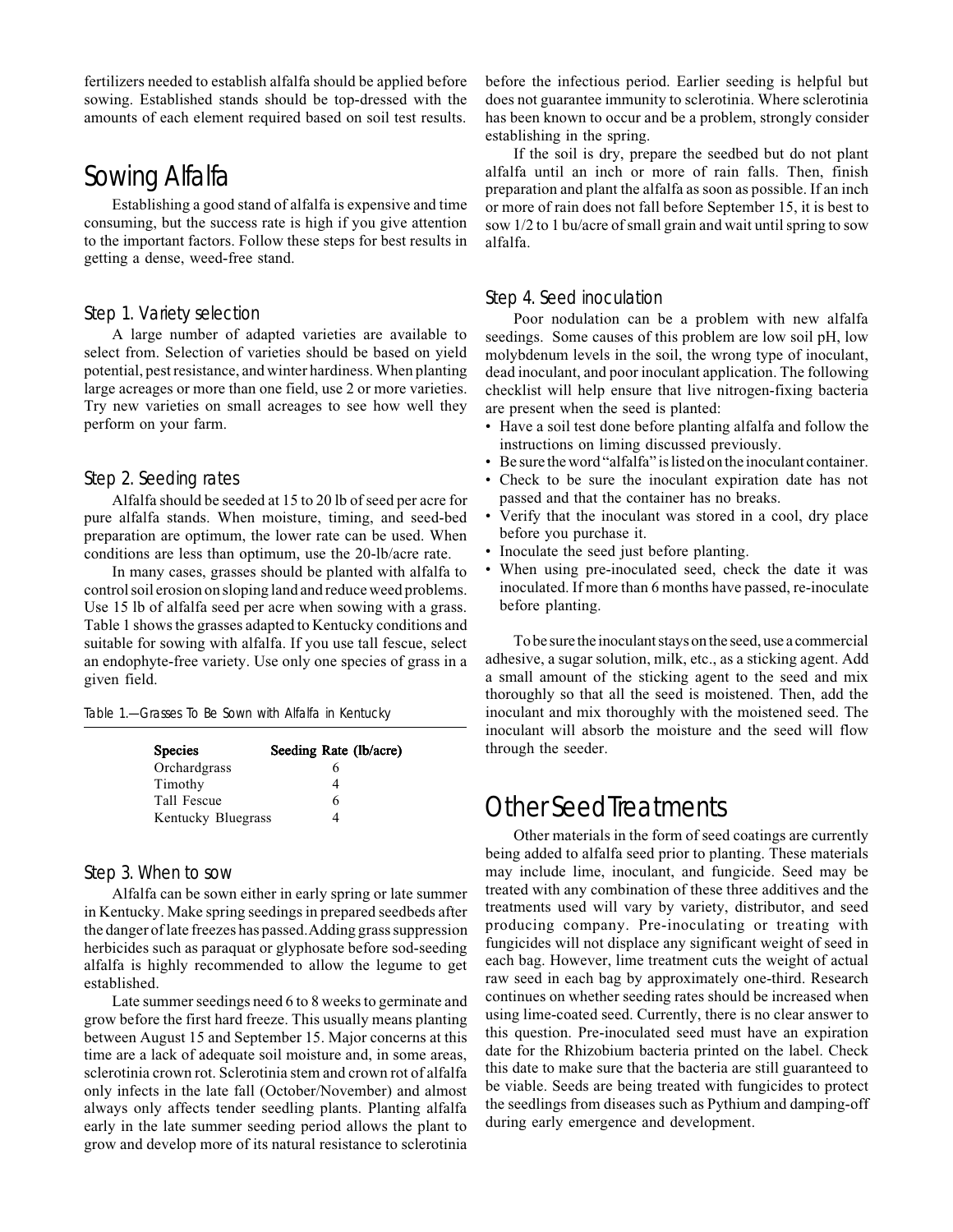fertilizers needed to establish alfalfa should be applied before sowing. Established stands should be top-dressed with the amounts of each element required based on soil test results.

## Sowing Alfalfa

Establishing a good stand of alfalfa is expensive and time consuming, but the success rate is high if you give attention to the important factors. Follow these steps for best results in getting a dense, weed-free stand.

### Step 1. Variety selection

A large number of adapted varieties are available to select from. Selection of varieties should be based on yield potential, pest resistance, and winter hardiness. When planting large acreages or more than one field, use 2 or more varieties. Try new varieties on small acreages to see how well they perform on your farm.

### Step 2. Seeding rates

Alfalfa should be seeded at 15 to 20 lb of seed per acre for pure alfalfa stands. When moisture, timing, and seed-bed preparation are optimum, the lower rate can be used. When conditions are less than optimum, use the 20-lb/acre rate.

In many cases, grasses should be planted with alfalfa to control soil erosion on sloping land and reduce weed problems. Use 15 lb of alfalfa seed per acre when sowing with a grass. Table 1 shows the grasses adapted to Kentucky conditions and suitable for sowing with alfalfa. If you use tall fescue, select an endophyte-free variety. Use only one species of grass in a given field.

*Table 1.—Grasses To Be Sown with Alfalfa in Kentucky*

| Species | Seeding Rate (lb/acre) |
|---|---|
| Orchardgrass | 6 |
| Timothy | 4 |
| Tall Fescue | 6 |
| Kentucky Bluegrass | 4 |

### Step 3. When to sow

Alfalfa can be sown either in early spring or late summer in Kentucky. Make spring seedings in prepared seedbeds after the danger of late freezes has passed. Adding grass suppression herbicides such as paraquat or glyphosate before sod-seeding alfalfa is highly recommended to allow the legume to get established.

Late summer seedings need 6 to 8 weeks to germinate and grow before the first hard freeze. This usually means planting between August 15 and September 15. Major concerns at this time are a lack of adequate soil moisture and, in some areas, sclerotinia crown rot. Sclerotinia stem and crown rot of alfalfa only infects in the late fall (October/November) and almost always only affects tender seedling plants. Planting alfalfa early in the late summer seeding period allows the plant to grow and develop more of its natural resistance to sclerotinia before the infectious period. Earlier seeding is helpful but does not guarantee immunity to sclerotinia. Where sclerotinia has been known to occur and be a problem, strongly consider establishing in the spring.

If the soil is dry, prepare the seedbed but do not plant alfalfa until an inch or more of rain falls. Then, finish preparation and plant the alfalfa as soon as possible. If an inch or more of rain does not fall before September 15, it is best to sow 1/2 to 1 bu/acre of small grain and wait until spring to sow alfalfa.

### Step 4. Seed inoculation

Poor nodulation can be a problem with new alfalfa seedings. Some causes of this problem are low soil pH, low molybdenum levels in the soil, the wrong type of inoculant, dead inoculant, and poor inoculant application. The following checklist will help ensure that live nitrogen-fixing bacteria are present when the seed is planted:

- Have a soil test done before planting alfalfa and follow the instructions on liming discussed previously.
- Be sure the word "alfalfa" is listed on the inoculant container.
- Check to be sure the inoculant expiration date has not passed and that the container has no breaks.
- Verify that the inoculant was stored in a cool, dry place before you purchase it.
- Inoculate the seed just before planting.
- When using pre-inoculated seed, check the date it was inoculated. If more than 6 months have passed, re-inoculate before planting.

To be sure the inoculant stays on the seed, use a commercial adhesive, a sugar solution, milk, etc., as a sticking agent. Add a small amount of the sticking agent to the seed and mix thoroughly so that all the seed is moistened. Then, add the inoculant and mix thoroughly with the moistened seed. The inoculant will absorb the moisture and the seed will flow through the seeder.

## Other Seed Treatments

Other materials in the form of seed coatings are currently being added to alfalfa seed prior to planting. These materials may include lime, inoculant, and fungicide. Seed may be treated with any combination of these three additives and the treatments used will vary by variety, distributor, and seed producing company. Pre-inoculating or treating with fungicides will not displace any significant weight of seed in each bag. However, lime treatment cuts the weight of actual raw seed in each bag by approximately one-third. Research continues on whether seeding rates should be increased when using lime-coated seed. Currently, there is no clear answer to this question. Pre-inoculated seed must have an expiration date for the Rhizobium bacteria printed on the label. Check this date to make sure that the bacteria are still guaranteed to be viable. Seeds are being treated with fungicides to protect the seedlings from diseases such as Pythium and damping-off during early emergence and development.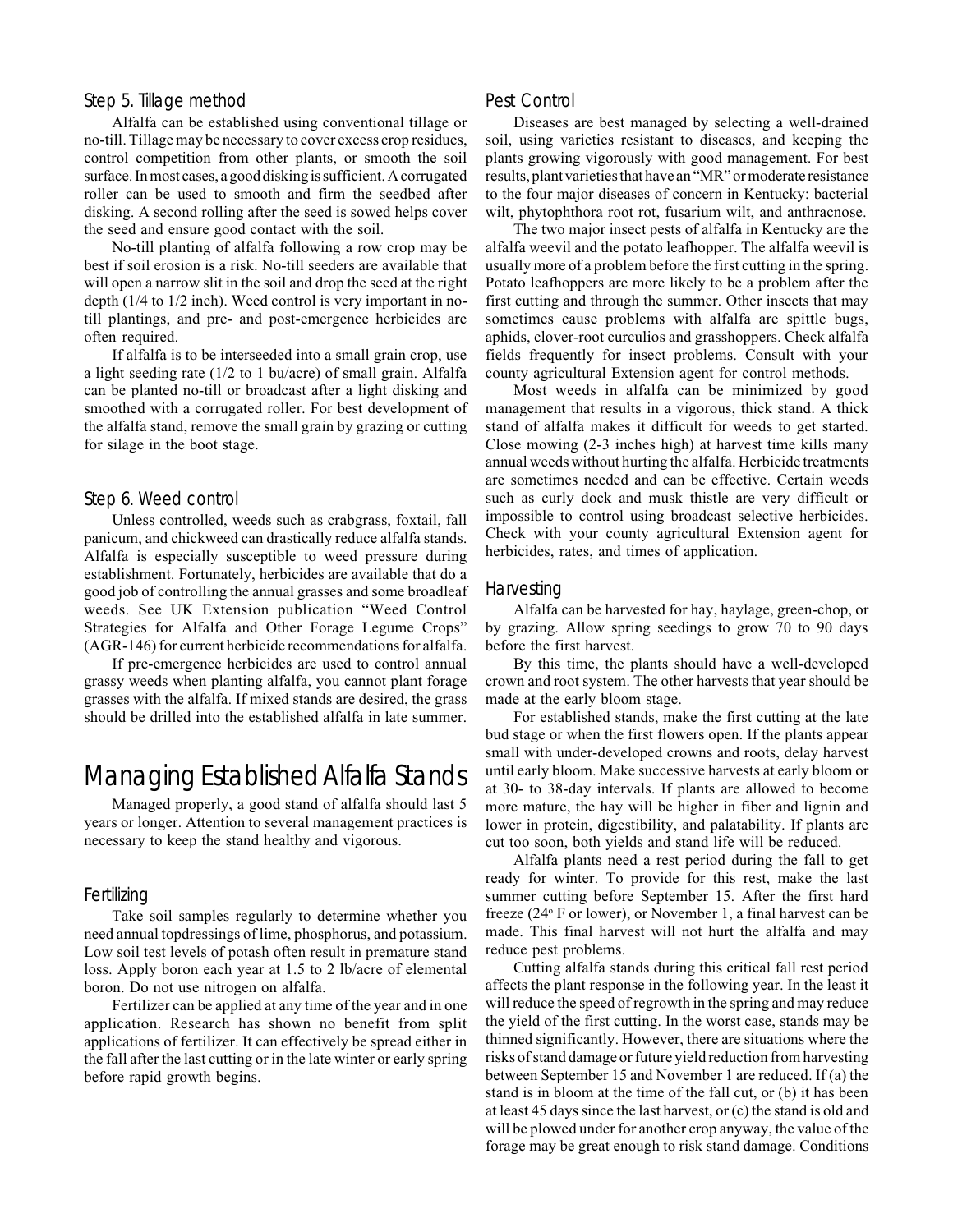### Step 5. Tillage method

Alfalfa can be established using conventional tillage or no-till. Tillage may be necessary to cover excess crop residues, control competition from other plants, or smooth the soil surface. In most cases, a good disking is sufficient. A corrugated roller can be used to smooth and firm the seedbed after disking. A second rolling after the seed is sowed helps cover the seed and ensure good contact with the soil.

No-till planting of alfalfa following a row crop may be best if soil erosion is a risk. No-till seeders are available that will open a narrow slit in the soil and drop the seed at the right depth (1/4 to 1/2 inch). Weed control is very important in no-till plantings, and pre- and post-emergence herbicides are often required.

If alfalfa is to be interseeded into a small grain crop, use a light seeding rate (1/2 to 1 bu/acre) of small grain. Alfalfa can be planted no-till or broadcast after a light disking and smoothed with a corrugated roller. For best development of the alfalfa stand, remove the small grain by grazing or cutting for silage in the boot stage.

### Step 6. Weed control

Unless controlled, weeds such as crabgrass, foxtail, fall panicum, and chickweed can drastically reduce alfalfa stands. Alfalfa is especially susceptible to weed pressure during establishment. Fortunately, herbicides are available that do a good job of controlling the annual grasses and some broadleaf weeds. See UK Extension publication "Weed Control Strategies for Alfalfa and Other Forage Legume Crops" (AGR-146) for current herbicide recommendations for alfalfa.

If pre-emergence herbicides are used to control annual grassy weeds when planting alfalfa, you cannot plant forage grasses with the alfalfa. If mixed stands are desired, the grass should be drilled into the established alfalfa in late summer.

## Managing Established Alfalfa Stands

Managed properly, a good stand of alfalfa should last 5 years or longer. Attention to several management practices is necessary to keep the stand healthy and vigorous.

### Fertilizing

Take soil samples regularly to determine whether you need annual topdressings of lime, phosphorus, and potassium. Low soil test levels of potash often result in premature stand loss. Apply boron each year at 1.5 to 2 lb/acre of elemental boron. Do not use nitrogen on alfalfa.

Fertilizer can be applied at any time of the year and in one application. Research has shown no benefit from split applications of fertilizer. It can effectively be spread either in the fall after the last cutting or in the late winter or early spring before rapid growth begins.

### Pest Control

Diseases are best managed by selecting a well-drained soil, using varieties resistant to diseases, and keeping the plants growing vigorously with good management. For best results, plant varieties that have an "MR" or moderate resistance to the four major diseases of concern in Kentucky: bacterial wilt, phytophthora root rot, fusarium wilt, and anthracnose.

The two major insect pests of alfalfa in Kentucky are the alfalfa weevil and the potato leafhopper. The alfalfa weevil is usually more of a problem before the first cutting in the spring. Potato leafhoppers are more likely to be a problem after the first cutting and through the summer. Other insects that may sometimes cause problems with alfalfa are spittle bugs, aphids, clover-root curculios and grasshoppers. Check alfalfa fields frequently for insect problems. Consult with your county agricultural Extension agent for control methods.

Most weeds in alfalfa can be minimized by good management that results in a vigorous, thick stand. A thick stand of alfalfa makes it difficult for weeds to get started. Close mowing (2-3 inches high) at harvest time kills many annual weeds without hurting the alfalfa. Herbicide treatments are sometimes needed and can be effective. Certain weeds such as curly dock and musk thistle are very difficult or impossible to control using broadcast selective herbicides. Check with your county agricultural Extension agent for herbicides, rates, and times of application.

### Harvesting

Alfalfa can be harvested for hay, haylage, green-chop, or by grazing. Allow spring seedings to grow 70 to 90 days before the first harvest.

By this time, the plants should have a well-developed crown and root system. The other harvests that year should be made at the early bloom stage.

For established stands, make the first cutting at the late bud stage or when the first flowers open. If the plants appear small with under-developed crowns and roots, delay harvest until early bloom. Make successive harvests at early bloom or at 30- to 38-day intervals. If plants are allowed to become more mature, the hay will be higher in fiber and lignin and lower in protein, digestibility, and palatability. If plants are cut too soon, both yields and stand life will be reduced.

Alfalfa plants need a rest period during the fall to get ready for winter. To provide for this rest, make the last summer cutting before September 15. After the first hard freeze (24° F or lower), or November 1, a final harvest can be made. This final harvest will not hurt the alfalfa and may reduce pest problems.

Cutting alfalfa stands during this critical fall rest period affects the plant response in the following year. In the least it will reduce the speed of regrowth in the spring and may reduce the yield of the first cutting. In the worst case, stands may be thinned significantly. However, there are situations where the risks of stand damage or future yield reduction from harvesting between September 15 and November 1 are reduced. If (a) the stand is in bloom at the time of the fall cut, or (b) it has been at least 45 days since the last harvest, or (c) the stand is old and will be plowed under for another crop anyway, the value of the forage may be great enough to risk stand damage. Conditions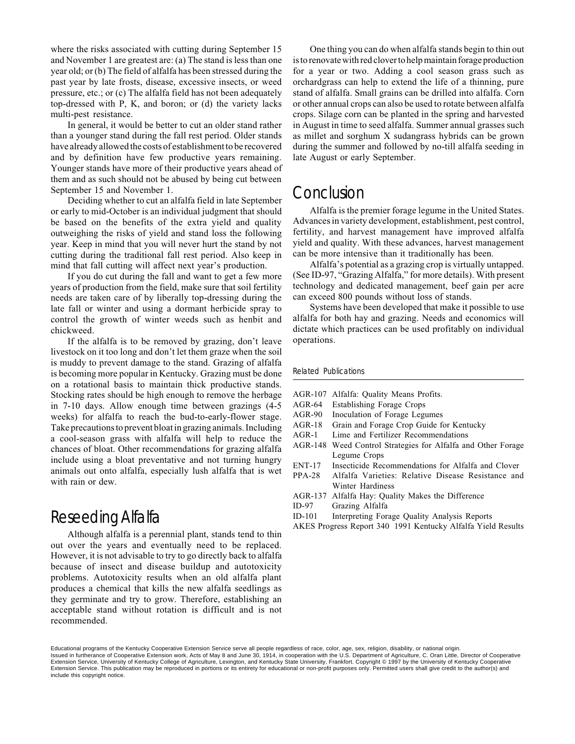where the risks associated with cutting during September 15 and November 1 are greatest are: (a) The stand is less than one year old; or (b) The field of alfalfa has been stressed during the past year by late frosts, disease, excessive insects, or weed pressure, etc.; or (c) The alfalfa field has not been adequately top-dressed with P, K, and boron; or (d) the variety lacks multi-pest resistance.

In general, it would be better to cut an older stand rather than a younger stand during the fall rest period. Older stands have already allowed the costs of establishment to be recovered and by definition have few productive years remaining. Younger stands have more of their productive years ahead of them and as such should not be abused by being cut between September 15 and November 1.

Deciding whether to cut an alfalfa field in late September or early to mid-October is an individual judgment that should be based on the benefits of the extra yield and quality outweighing the risks of yield and stand loss the following year. Keep in mind that you will never hurt the stand by not cutting during the traditional fall rest period. Also keep in mind that fall cutting will affect next year's production.

If you do cut during the fall and want to get a few more years of production from the field, make sure that soil fertility needs are taken care of by liberally top-dressing during the late fall or winter and using a dormant herbicide spray to control the growth of winter weeds such as henbit and chickweed.

If the alfalfa is to be removed by grazing, don't leave livestock on it too long and don't let them graze when the soil is muddy to prevent damage to the stand. Grazing of alfalfa is becoming more popular in Kentucky. Grazing must be done on a rotational basis to maintain thick productive stands. Stocking rates should be high enough to remove the herbage in 7-10 days. Allow enough time between grazings (4-5 weeks) for alfalfa to reach the bud-to-early-flower stage. Take precautions to prevent bloat in grazing animals. Including a cool-season grass with alfalfa will help to reduce the chances of bloat. Other recommendations for grazing alfalfa include using a bloat preventative and not turning hungry animals out onto alfalfa, especially lush alfalfa that is wet with rain or dew.

## Reseeding Alfalfa

Although alfalfa is a perennial plant, stands tend to thin out over the years and eventually need to be replaced. However, it is not advisable to try to go directly back to alfalfa because of insect and disease buildup and autotoxicity problems. Autotoxicity results when an old alfalfa plant produces a chemical that kills the new alfalfa seedlings as they germinate and try to grow. Therefore, establishing an acceptable stand without rotation is difficult and is not recommended.

One thing you can do when alfalfa stands begin to thin out is to renovate with red clover to help maintain forage production for a year or two. Adding a cool season grass such as orchardgrass can help to extend the life of a thinning, pure stand of alfalfa. Small grains can be drilled into alfalfa. Corn or other annual crops can also be used to rotate between alfalfa crops. Silage corn can be planted in the spring and harvested in August in time to seed alfalfa. Summer annual grasses such as millet and sorghum X sudangrass hybrids can be grown during the summer and followed by no-till alfalfa seeding in late August or early September.

## Conclusion

Alfalfa is the premier forage legume in the United States. Advances in variety development, establishment, pest control, fertility, and harvest management have improved alfalfa yield and quality. With these advances, harvest management can be more intensive than it traditionally has been.

Alfalfa's potential as a grazing crop is virtually untapped. (See ID-97, "Grazing Alfalfa," for more details). With present technology and dedicated management, beef gain per acre can exceed 800 pounds without loss of stands.

Systems have been developed that make it possible to use alfalfa for both hay and grazing. Needs and economics will dictate which practices can be used profitably on individual operations.

### Related Publications

| | |
|---|---|
| AGR-107 | Alfalfa: Quality Means Profits. |
| AGR-64 | Establishing Forage Crops |
| AGR-90 | Inoculation of Forage Legumes |
| AGR-18 | Grain and Forage Crop Guide for Kentucky |
| AGR-1 | Lime and Fertilizer Recommendations |
| AGR-148 | Weed Control Strategies for Alfalfa and Other Forage Legume Crops |
| ENT-17 | Insecticide Recommendations for Alfalfa and Clover |
| PPA-28 | Alfalfa Varieties: Relative Disease Resistance and Winter Hardiness |
| AGR-137 | Alfalfa Hay: Quality Makes the Difference |
| ID-97 | Grazing Alfalfa |
| ID-101 | Interpreting Forage Quality Analysis Reports |

AKES Progress Report 340 1991 Kentucky Alfalfa Yield Results

Educational programs of the Kentucky Cooperative Extension Service serve all people regardless of race, color, age, sex, religion, disability, or national origin.
Issued in furtherance of Cooperative Extension work, Acts of May 8 and June 30, 1914, in cooperation with the U.S. Department of Agriculture, C. Oran Little, Director of Cooperative Extension Service, University of Kentucky College of Agriculture, Lexington, and Kentucky State University, Frankfort. Copyright © 1997 by the University of Kentucky Cooperative Extension Service. This publication may be reproduced in portions or its entirety for educational or non-profit purposes only. Permitted users shall give credit to the author(s) and include this copyright notice.